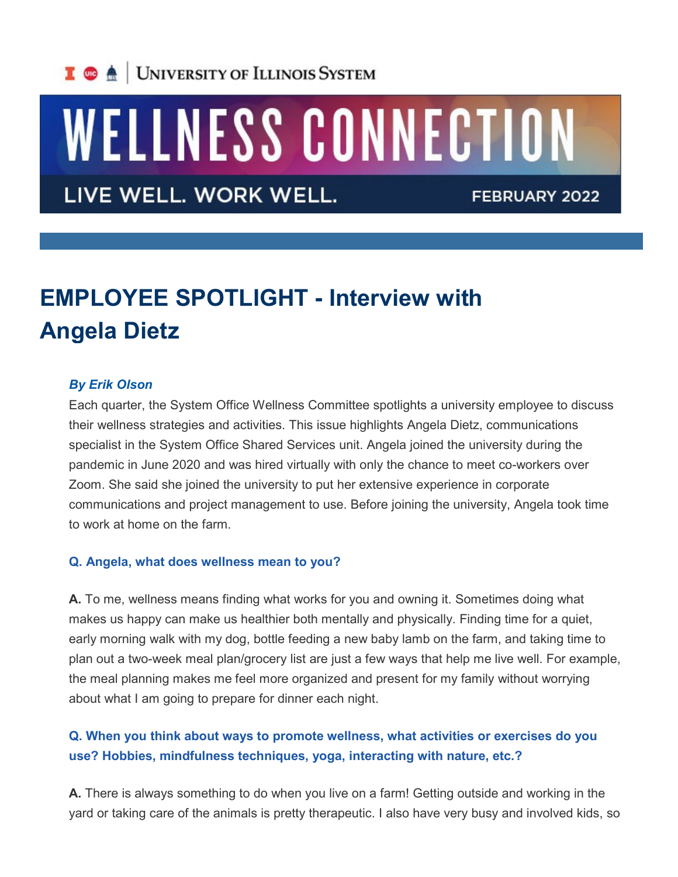University of Illinois System

# WELLNESS CONNECTION

LIVE WELL. WORK WELL. FEBRUARY 2022

## EMPLOYEE SPOTLIGHT - Interview with Angela Dietz

***By Erik Olson***

Each quarter, the System Office Wellness Committee spotlights a university employee to discuss their wellness strategies and activities. This issue highlights Angela Dietz, communications specialist in the System Office Shared Services unit. Angela joined the university during the pandemic in June 2020 and was hired virtually with only the chance to meet co-workers over Zoom. She said she joined the university to put her extensive experience in corporate communications and project management to use. Before joining the university, Angela took time to work at home on the farm.

**Q. Angela, what does wellness mean to you?**

**A.** To me, wellness means finding what works for you and owning it. Sometimes doing what makes us happy can make us healthier both mentally and physically. Finding time for a quiet, early morning walk with my dog, bottle feeding a new baby lamb on the farm, and taking time to plan out a two-week meal plan/grocery list are just a few ways that help me live well. For example, the meal planning makes me feel more organized and present for my family without worrying about what I am going to prepare for dinner each night.

**Q. When you think about ways to promote wellness, what activities or exercises do you use? Hobbies, mindfulness techniques, yoga, interacting with nature, etc.?**

**A.** There is always something to do when you live on a farm! Getting outside and working in the yard or taking care of the animals is pretty therapeutic. I also have very busy and involved kids, so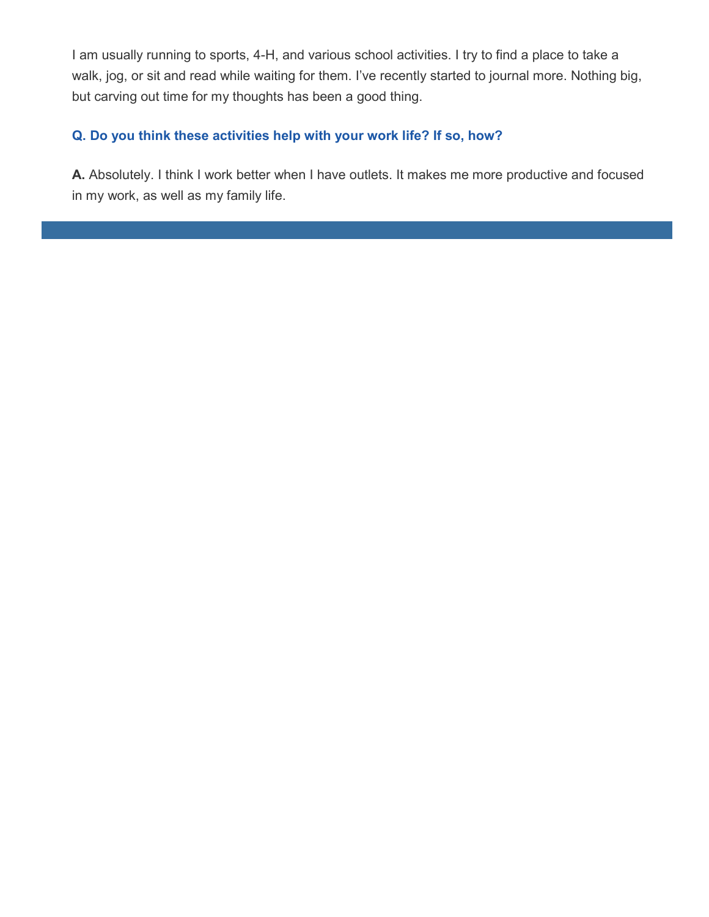I am usually running to sports, 4-H, and various school activities. I try to find a place to take a walk, jog, or sit and read while waiting for them. I've recently started to journal more. Nothing big, but carving out time for my thoughts has been a good thing.

**Q. Do you think these activities help with your work life? If so, how?**

**A.** Absolutely. I think I work better when I have outlets. It makes me more productive and focused in my work, as well as my family life.